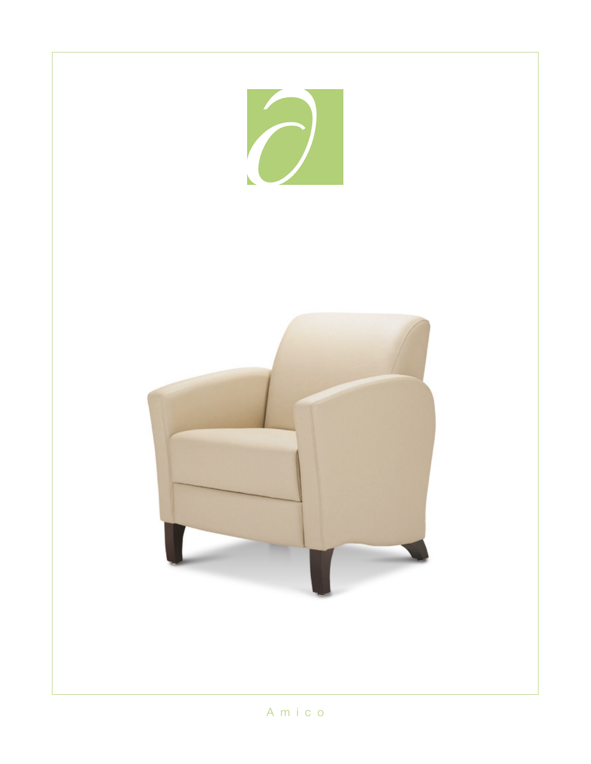Amico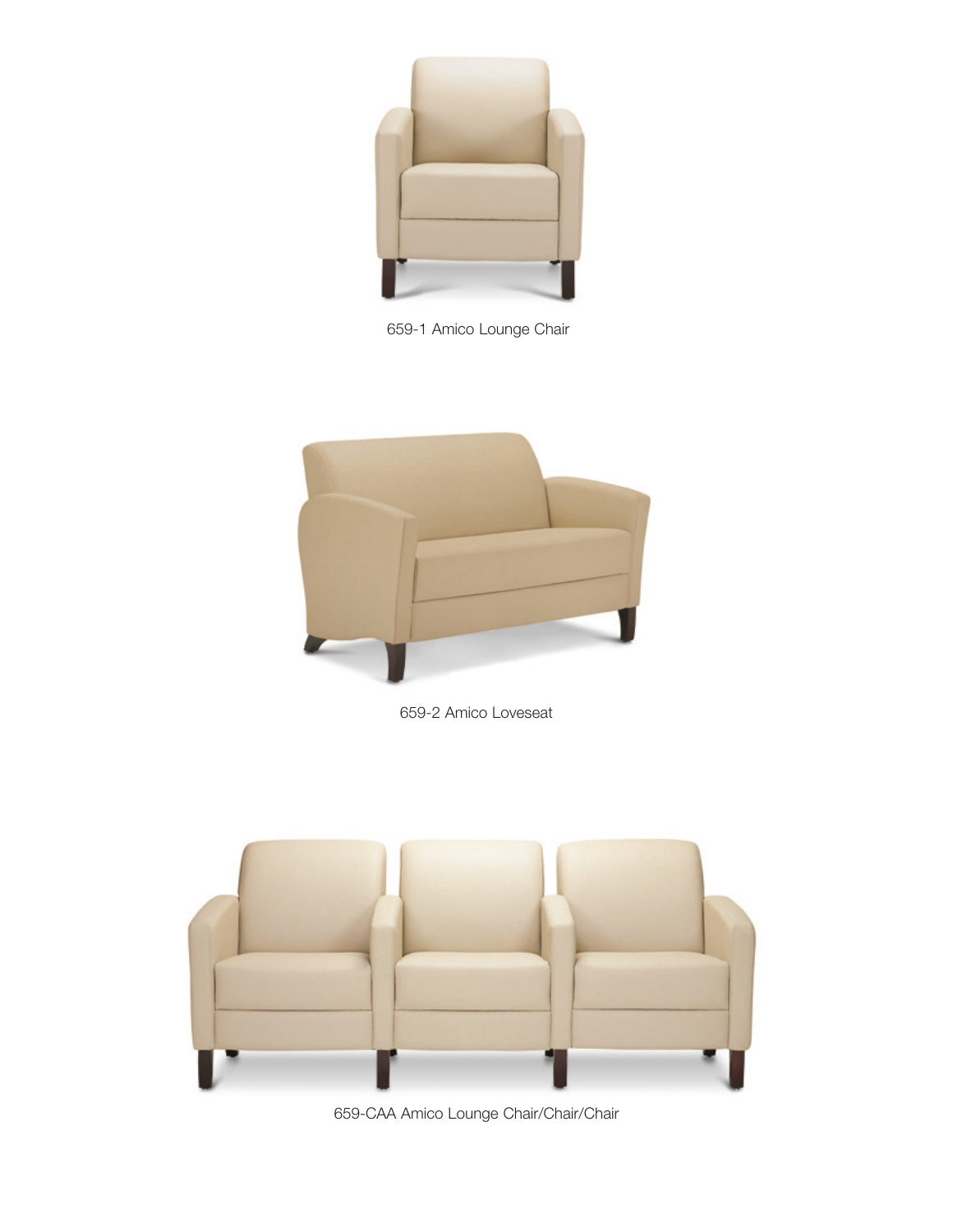659-1 Amico Lounge Chair

659-2 Amico Loveseat

659-CAA Amico Lounge Chair/Chair/Chair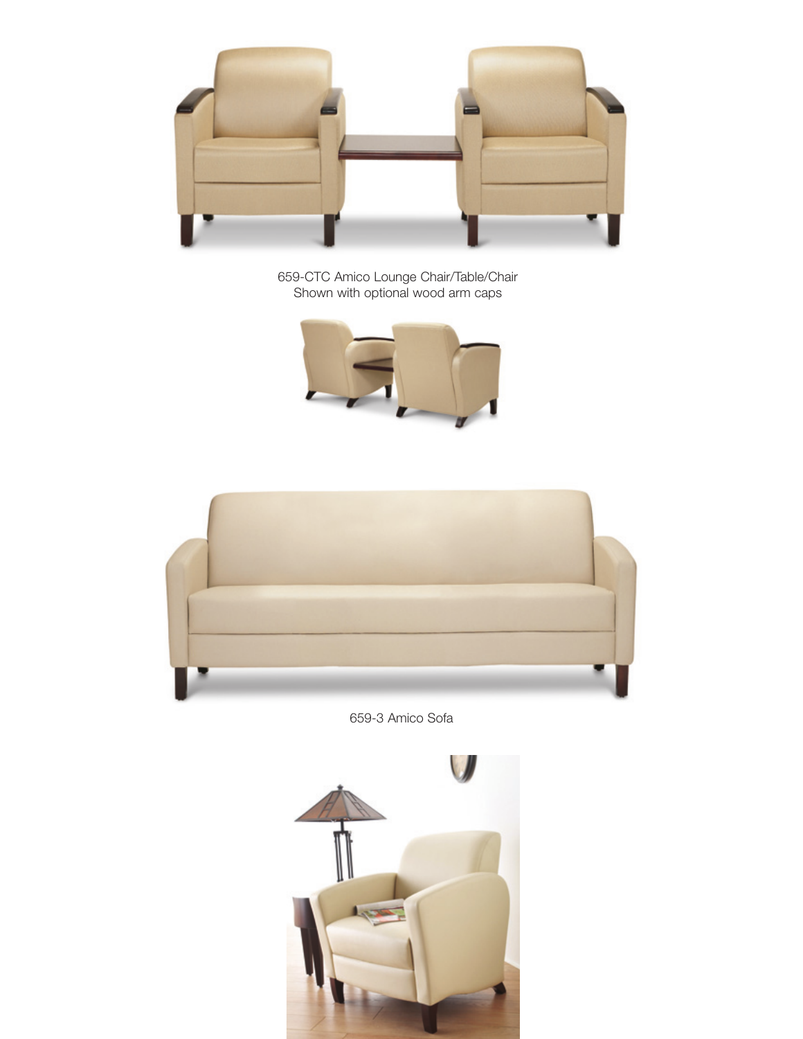659-CTC Amico Lounge Chair/Table/Chair
Shown with optional wood arm caps

659-3 Amico Sofa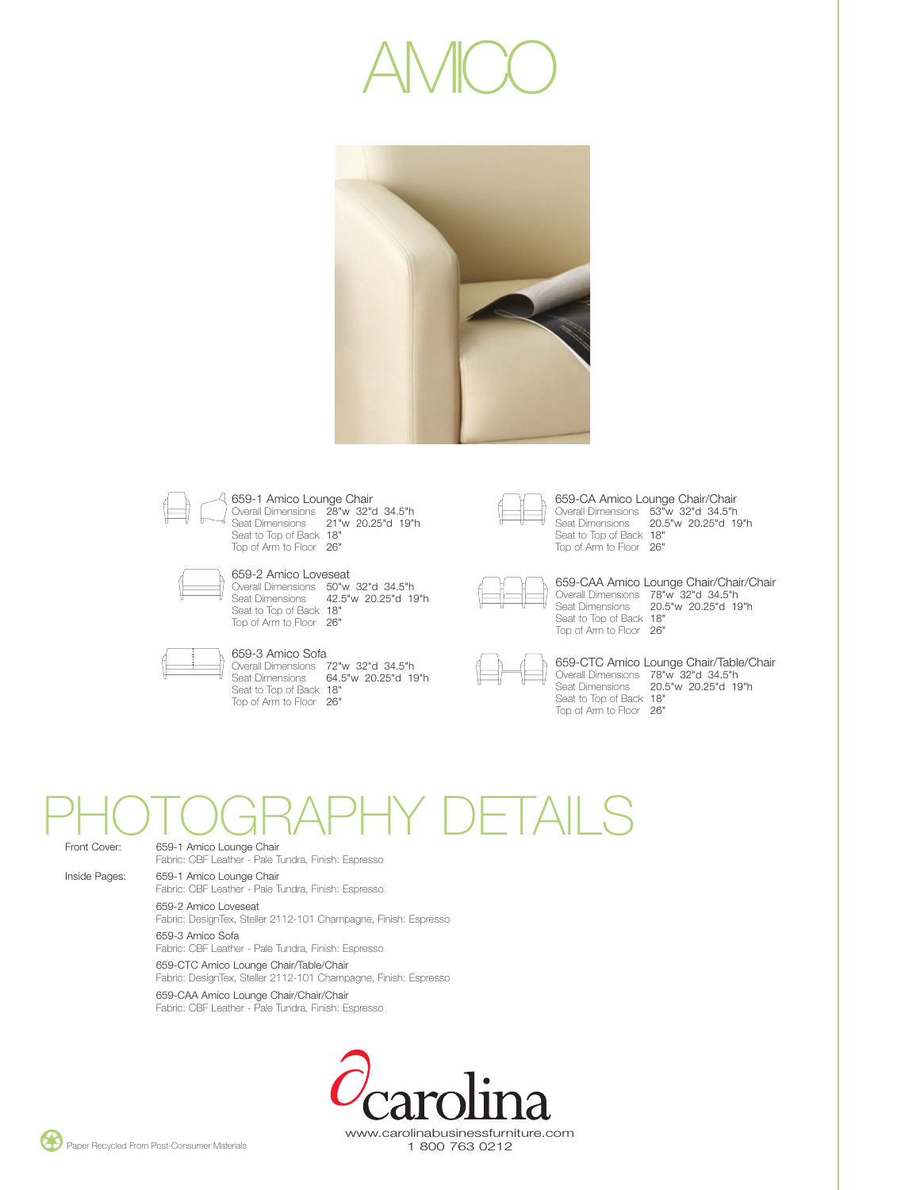# AMICO

### 659-1 Amico Lounge Chair

| | |
|---|---|
| Overall Dimensions | 28"w 32"d 34.5"h |
| Seat Dimensions | 21"w 20.25"d 19"h |
| Seat to Top of Back | 18" |
| Top of Arm to Floor | 26" |

### 659-2 Amico Loveseat

| | |
|---|---|
| Overall Dimensions | 50"w 32"d 34.5"h |
| Seat Dimensions | 42.5"w 20.25"d 19"h |
| Seat to Top of Back | 18" |
| Top of Arm to Floor | 26" |

### 659-3 Amico Sofa

| | |
|---|---|
| Overall Dimensions | 72"w 32"d 34.5"h |
| Seat Dimensions | 64.5"w 20.25"d 19"h |
| Seat to Top of Back | 18" |
| Top of Arm to Floor | 26" |

### 659-CA Amico Lounge Chair/Chair

| | |
|---|---|
| Overall Dimensions | 53"w 32"d 34.5"h |
| Seat Dimensions | 20.5"w 20.25"d 19"h |
| Seat to Top of Back | 18" |
| Top of Arm to Floor | 26" |

### 659-CAA Amico Lounge Chair/Chair/Chair

| | |
|---|---|
| Overall Dimensions | 78"w 32"d 34.5"h |
| Seat Dimensions | 20.5"w 20.25"d 19"h |
| Seat to Top of Back | 18" |
| Top of Arm to Floor | 26" |

### 659-CTC Amico Lounge Chair/Table/Chair

| | |
|---|---|
| Overall Dimensions | 78"w 32"d 34.5"h |
| Seat Dimensions | 20.5"w 20.25"d 19"h |
| Seat to Top of Back | 18" |
| Top of Arm to Floor | 26" |

# PHOTOGRAPHY DETAILS

**Front Cover:**

659-1 Amico Lounge Chair
Fabric: CBF Leather - Pale Tundra, Finish: Espresso

**Inside Pages:**

659-1 Amico Lounge Chair
Fabric: CBF Leather - Pale Tundra, Finish: Espresso

659-2 Amico Loveseat
Fabric: DesignTex, Steller 2112-101 Champagne, Finish: Espresso

659-3 Amico Sofa
Fabric: CBF Leather - Pale Tundra, Finish: Espresso

659-CTC Amico Lounge Chair/Table/Chair
Fabric: DesignTex, Steller 2112-101 Champagne, Finish: Espresso

659-CAA Amico Lounge Chair/Chair/Chair
Fabric: CBF Leather - Pale Tundra, Finish: Espresso

carolina
www.carolinabusinessfurniture.com
1 800 763 0212

Paper Recycled From Post-Consumer Materials